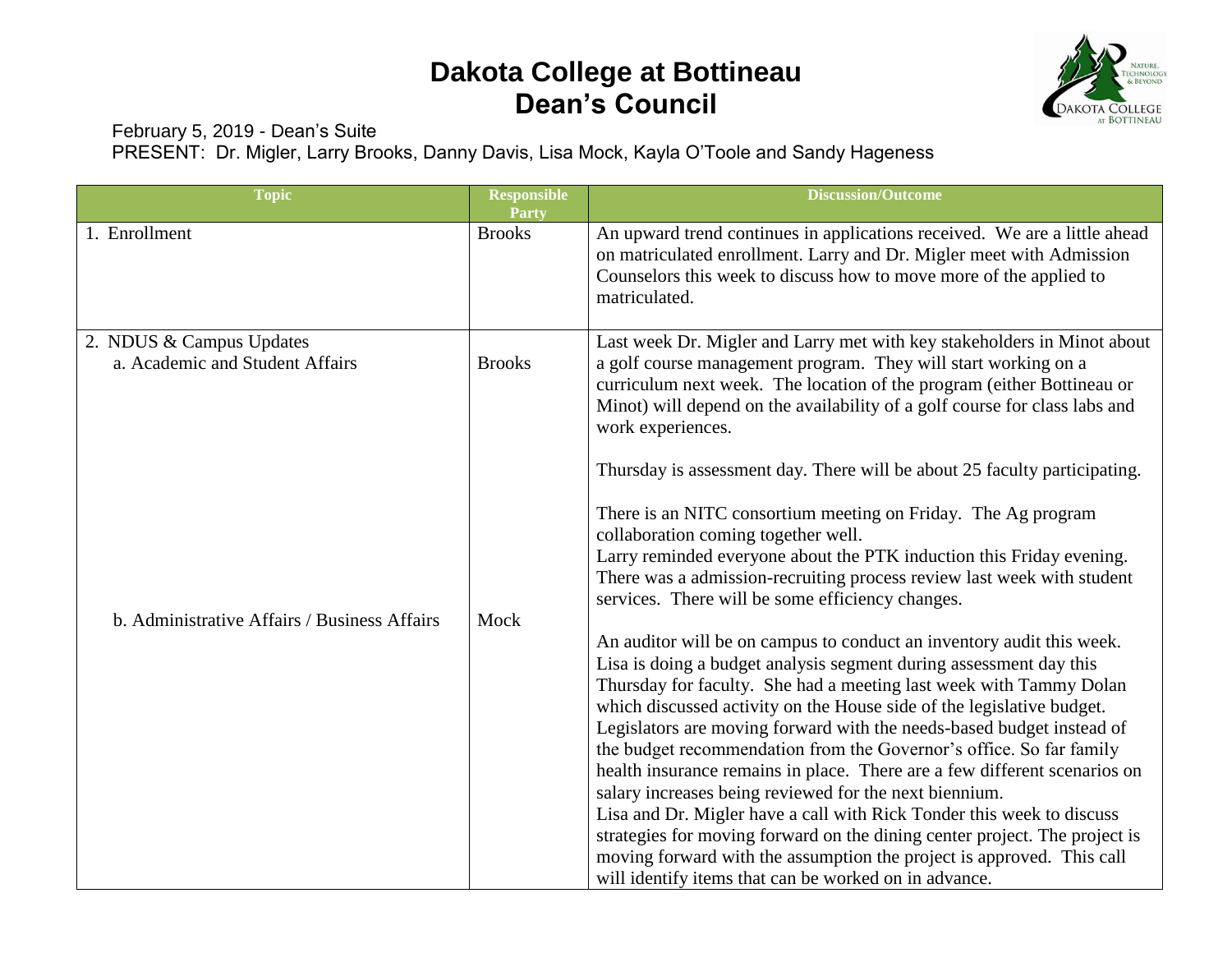# Dakota College at Bottineau
# Dean's Council

February 5, 2019 - Dean's Suite

PRESENT: Dr. Migler, Larry Brooks, Danny Davis, Lisa Mock, Kayla O'Toole and Sandy Hageness

| Topic | Responsible Party | Discussion/Outcome |
|---|---|---|
| 1. Enrollment | Brooks | An upward trend continues in applications received. We are a little ahead on matriculated enrollment. Larry and Dr. Migler meet with Admission Counselors this week to discuss how to move more of the applied to matriculated. |
| 2. NDUS & Campus Updates<br>a. Academic and Student Affairs | Brooks | Last week Dr. Migler and Larry met with key stakeholders in Minot about a golf course management program. They will start working on a curriculum next week. The location of the program (either Bottineau or Minot) will depend on the availability of a golf course for class labs and work experiences.<br><br>Thursday is assessment day. There will be about 25 faculty participating.<br><br>There is an NITC consortium meeting on Friday. The Ag program collaboration coming together well.<br>Larry reminded everyone about the PTK induction this Friday evening.<br>There was a admission-recruiting process review last week with student services. There will be some efficiency changes. |
| b. Administrative Affairs / Business Affairs | Mock | An auditor will be on campus to conduct an inventory audit this week.<br>Lisa is doing a budget analysis segment during assessment day this Thursday for faculty. She had a meeting last week with Tammy Dolan which discussed activity on the House side of the legislative budget. Legislators are moving forward with the needs-based budget instead of the budget recommendation from the Governor's office. So far family health insurance remains in place. There are a few different scenarios on salary increases being reviewed for the next biennium.<br>Lisa and Dr. Migler have a call with Rick Tonder this week to discuss strategies for moving forward on the dining center project. The project is moving forward with the assumption the project is approved. This call will identify items that can be worked on in advance. |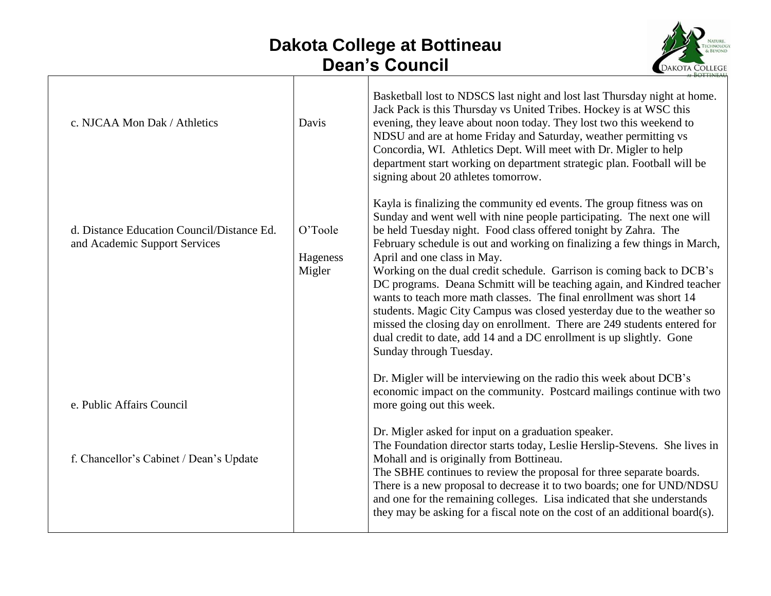# Dakota College at Bottineau
## Dean's Council

| | | |
|---|---|---|
| c. NJCAA Mon Dak / Athletics | Davis | Basketball lost to NDSCS last night and lost last Thursday night at home. Jack Pack is this Thursday vs United Tribes. Hockey is at WSC this evening, they leave about noon today. They lost two this weekend to NDSU and are at home Friday and Saturday, weather permitting vs Concordia, WI. Athletics Dept. Will meet with Dr. Migler to help department start working on department strategic plan. Football will be signing about 20 athletes tomorrow. |
| d. Distance Education Council/Distance Ed. and Academic Support Services | O'Toole<br><br>Hageness<br>Migler | Kayla is finalizing the community ed events. The group fitness was on Sunday and went well with nine people participating. The next one will be held Tuesday night. Food class offered tonight by Zahra. The February schedule is out and working on finalizing a few things in March, April and one class in May.<br>Working on the dual credit schedule. Garrison is coming back to DCB's DC programs. Deana Schmitt will be teaching again, and Kindred teacher wants to teach more math classes. The final enrollment was short 14 students. Magic City Campus was closed yesterday due to the weather so missed the closing day on enrollment. There are 249 students entered for dual credit to date, add 14 and a DC enrollment is up slightly. Gone Sunday through Tuesday. |
| e. Public Affairs Council | | Dr. Migler will be interviewing on the radio this week about DCB's economic impact on the community. Postcard mailings continue with two more going out this week. |
| f. Chancellor's Cabinet / Dean's Update | | Dr. Migler asked for input on a graduation speaker.<br>The Foundation director starts today, Leslie Herslip-Stevens. She lives in Mohall and is originally from Bottineau.<br>The SBHE continues to review the proposal for three separate boards. There is a new proposal to decrease it to two boards; one for UND/NDSU and one for the remaining colleges. Lisa indicated that she understands they may be asking for a fiscal note on the cost of an additional board(s). |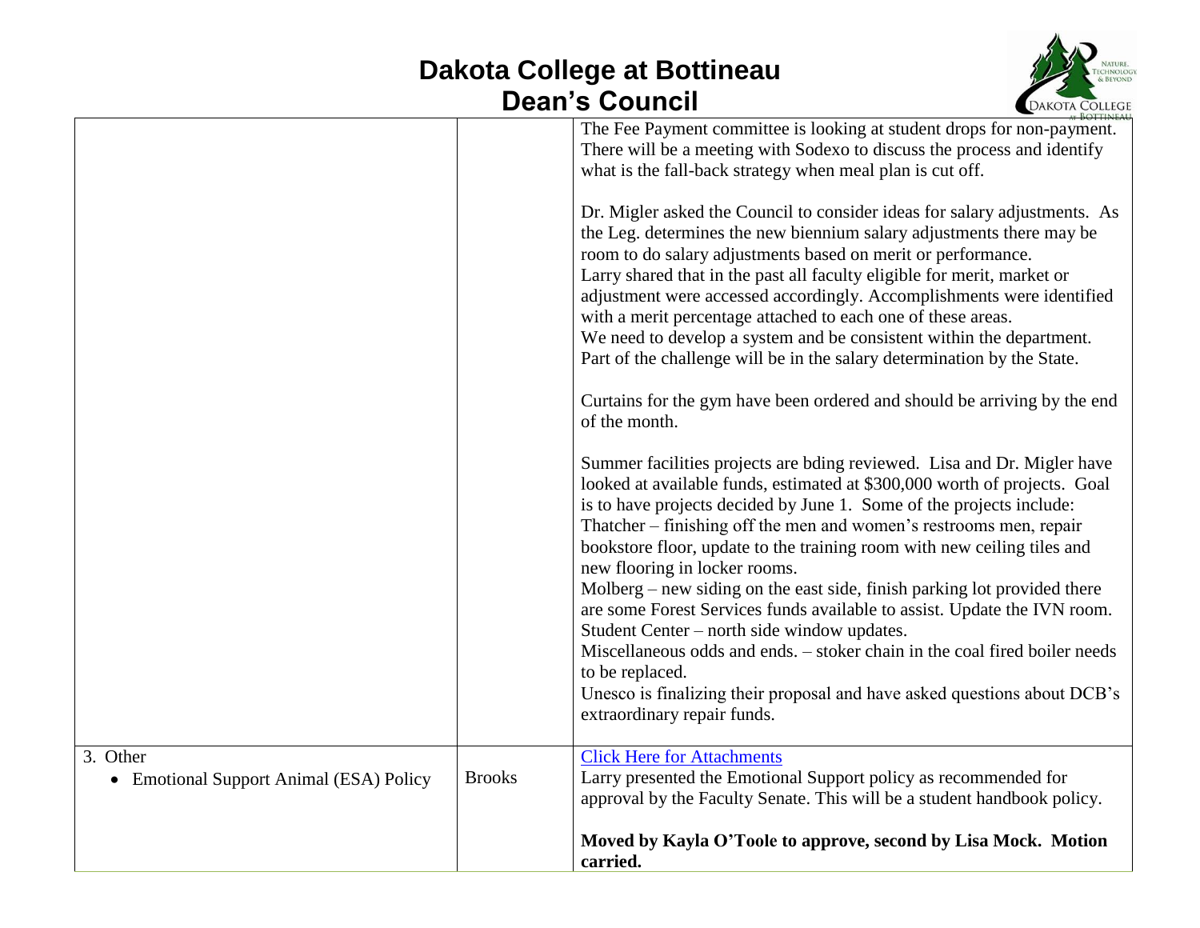# Dakota College at Bottineau
# Dean's Council

| | | |
|---|---|---|
| | | The Fee Payment committee is looking at student drops for non-payment. There will be a meeting with Sodexo to discuss the process and identify what is the fall-back strategy when meal plan is cut off.<br><br>Dr. Migler asked the Council to consider ideas for salary adjustments. As the Leg. determines the new biennium salary adjustments there may be room to do salary adjustments based on merit or performance.<br>Larry shared that in the past all faculty eligible for merit, market or adjustment were accessed accordingly. Accomplishments were identified with a merit percentage attached to each one of these areas.<br>We need to develop a system and be consistent within the department. Part of the challenge will be in the salary determination by the State.<br><br>Curtains for the gym have been ordered and should be arriving by the end of the month.<br><br>Summer facilities projects are bding reviewed. Lisa and Dr. Migler have looked at available funds, estimated at $300,000 worth of projects. Goal is to have projects decided by June 1. Some of the projects include:<br>Thatcher – finishing off the men and women's restrooms men, repair bookstore floor, update to the training room with new ceiling tiles and new flooring in locker rooms.<br>Molberg – new siding on the east side, finish parking lot provided there are some Forest Services funds available to assist. Update the IVN room.<br>Student Center – north side window updates.<br>Miscellaneous odds and ends. – stoker chain in the coal fired boiler needs to be replaced.<br>Unesco is finalizing their proposal and have asked questions about DCB's extraordinary repair funds. |
| 3. Other<br>• Emotional Support Animal (ESA) Policy | Brooks | [Click Here for Attachments]<br>Larry presented the Emotional Support policy as recommended for approval by the Faculty Senate. This will be a student handbook policy.<br><br>**Moved by Kayla O'Toole to approve, second by Lisa Mock. Motion carried.** |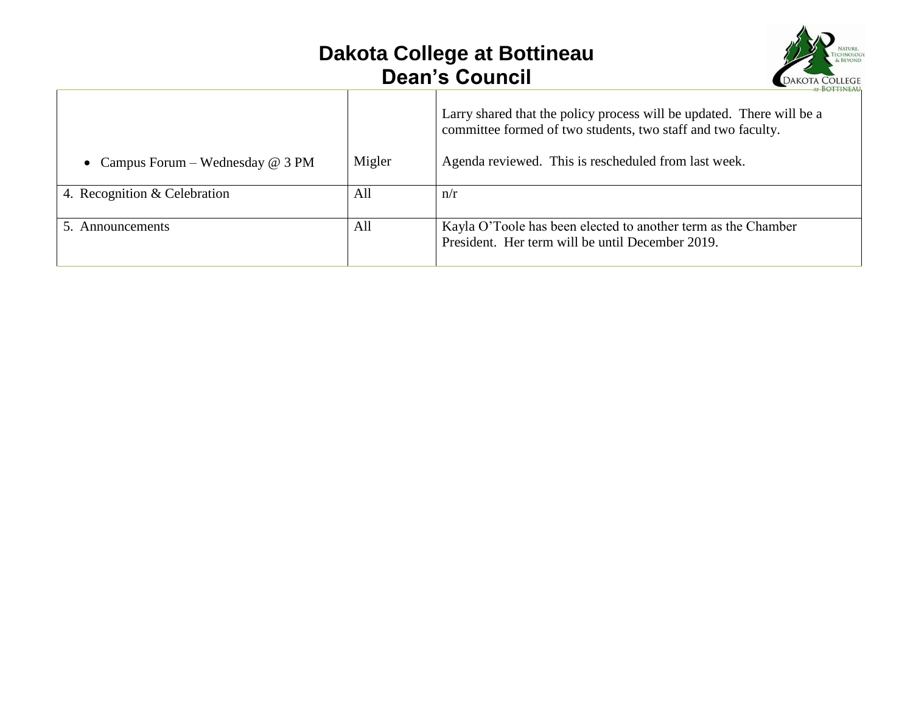# Dakota College at Bottineau
# Dean's Council

| | | |
|---|---|---|
| • Campus Forum – Wednesday @ 3 PM | Migler | Larry shared that the policy process will be updated. There will be a committee formed of two students, two staff and two faculty.<br><br>Agenda reviewed. This is rescheduled from last week. |
| 4. Recognition & Celebration | All | n/r |
| 5. Announcements | All | Kayla O'Toole has been elected to another term as the Chamber President. Her term will be until December 2019. |